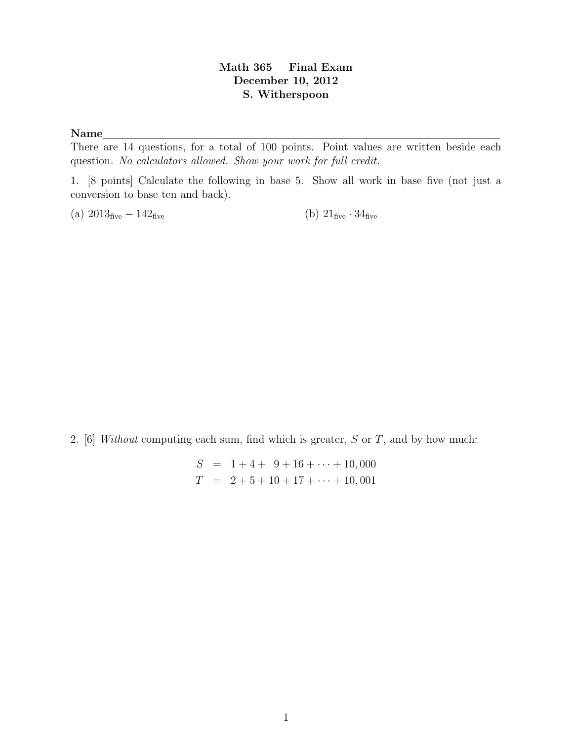**Math 365 Final Exam**
**December 10, 2012**
**S. Witherspoon**

**Name**\_\_\_\_\_\_\_\_\_\_\_\_\_\_\_\_\_\_\_\_\_\_\_\_\_\_\_\_\_\_\_\_\_\_\_\_\_\_\_\_\_\_\_\_\_\_\_\_\_\_\_\_\_\_

There are 14 questions, for a total of 100 points. Point values are written beside each question. *No calculators allowed. Show your work for full credit.*

1. [8 points] Calculate the following in base 5. Show all work in base five (not just a conversion to base ten and back).

(a) $2013_{\text{five}} - 142_{\text{five}}$

(b) $21_{\text{five}} \cdot 34_{\text{five}}$

2. [6] *Without* computing each sum, find which is greater, $S$ or $T$, and by how much:

$$\begin{aligned} S &= 1 + 4 + \ 9 + 16 + \cdots + 10,000 \\ T &= 2 + 5 + 10 + 17 + \cdots + 10,001 \end{aligned}$$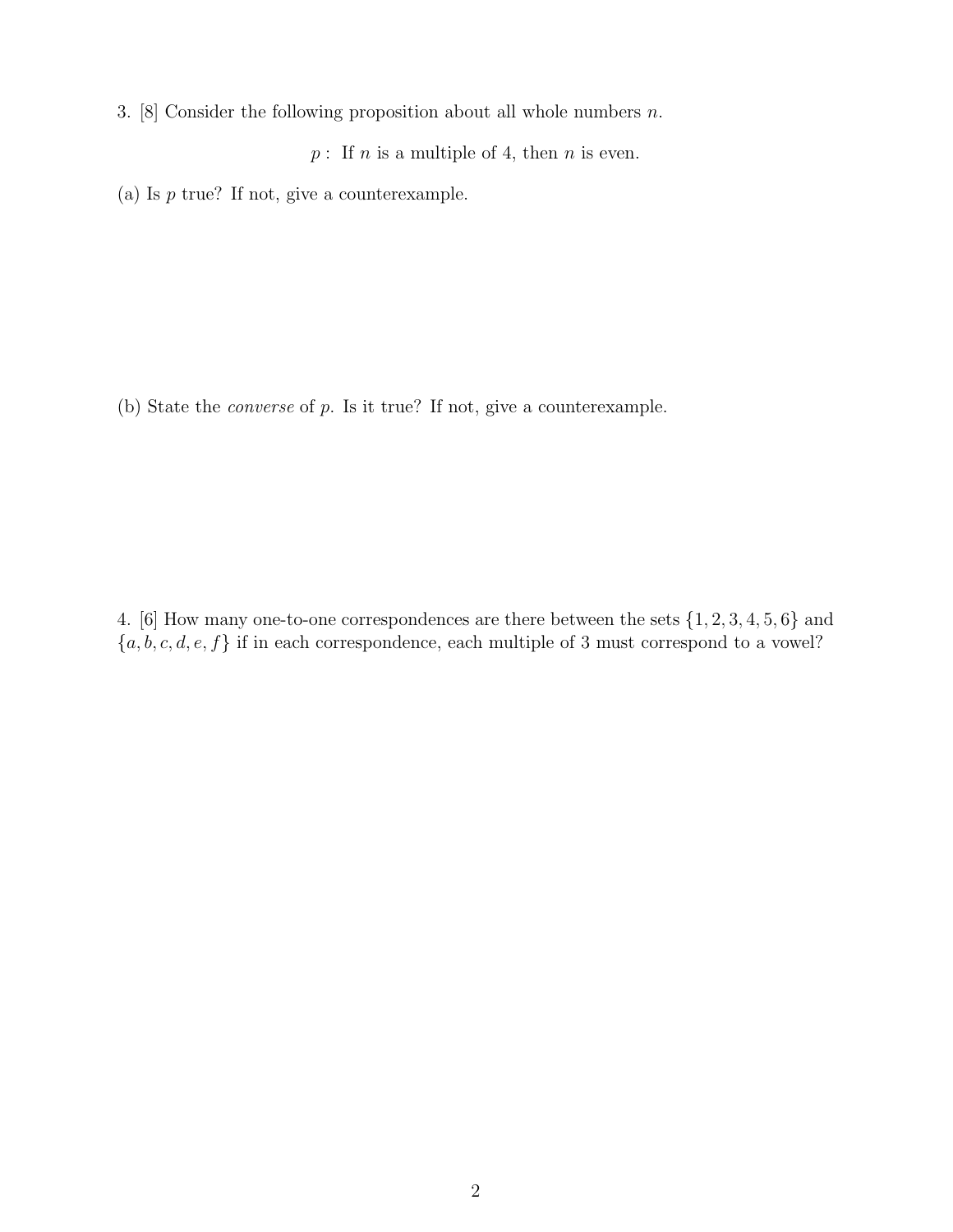3. [8] Consider the following proposition about all whole numbers $n$.

$$p: \text{ If } n \text{ is a multiple of 4, then } n \text{ is even.}$$

(a) Is $p$ true? If not, give a counterexample.

(b) State the *converse* of $p$. Is it true? If not, give a counterexample.

4. [6] How many one-to-one correspondences are there between the sets $\{1, 2, 3, 4, 5, 6\}$ and $\{a, b, c, d, e, f\}$ if in each correspondence, each multiple of 3 must correspond to a vowel?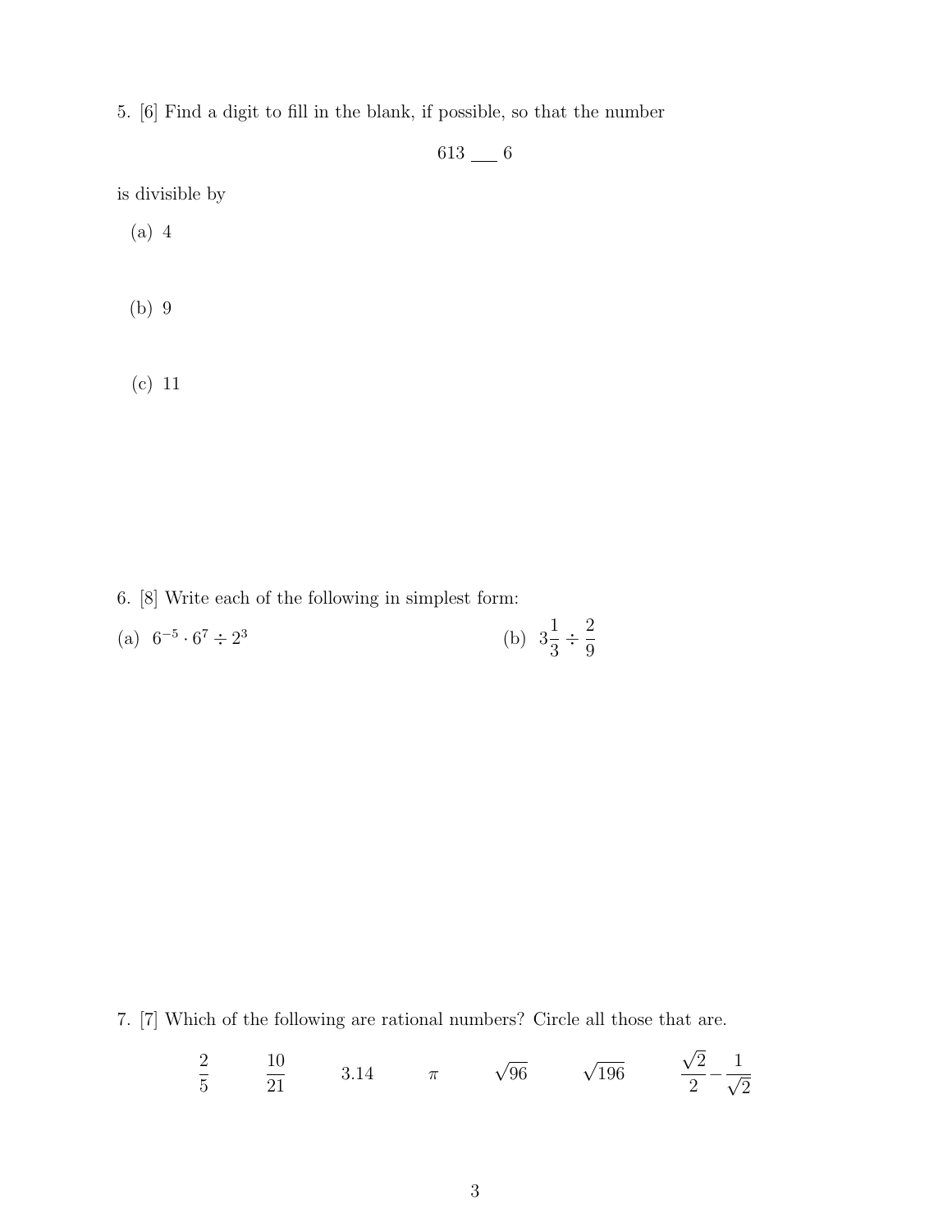5. [6] Find a digit to fill in the blank, if possible, so that the number

$$613 \underline{\quad} 6$$

is divisible by

(a) 4

(b) 9

(c) 11

6. [8] Write each of the following in simplest form:

(a) $6^{-5} \cdot 6^7 \div 2^3$

(b) $3\frac{1}{3} \div \frac{2}{9}$

7. [7] Which of the following are rational numbers? Circle all those that are.

$$\frac{2}{5} \qquad \frac{10}{21} \qquad 3.14 \qquad \pi \qquad \sqrt{96} \qquad \sqrt{196} \qquad \frac{\sqrt{2}}{2} - \frac{1}{\sqrt{2}}$$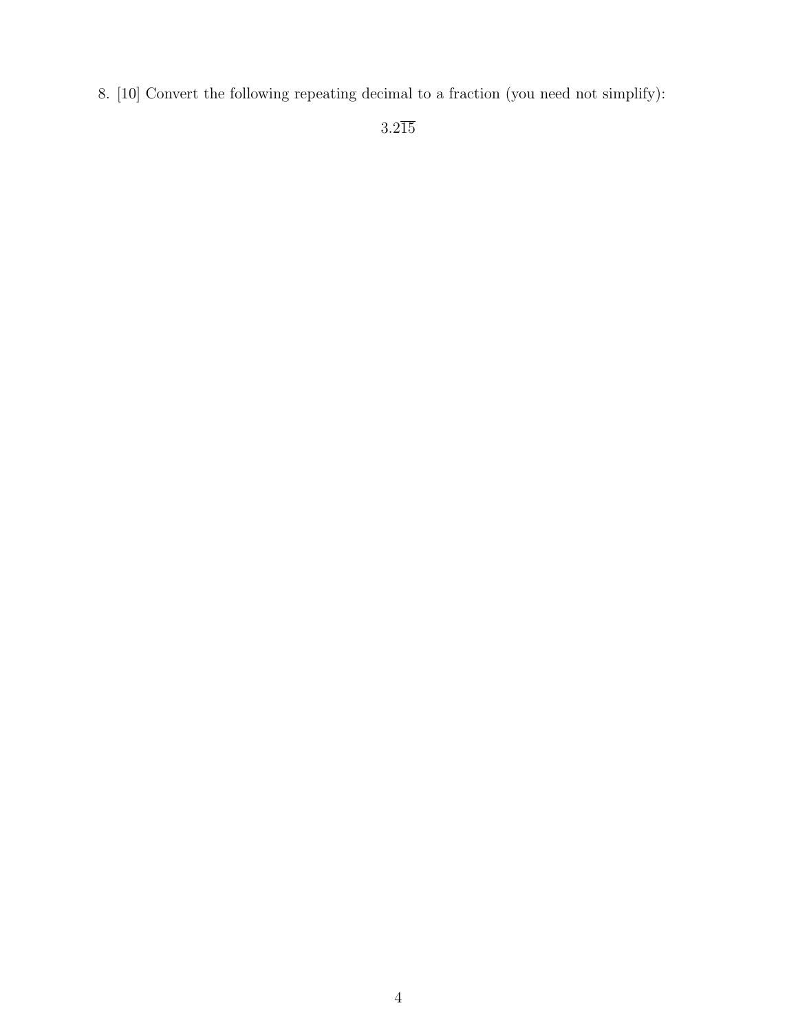8. [10] Convert the following repeating decimal to a fraction (you need not simplify):

$$3.2\overline{15}$$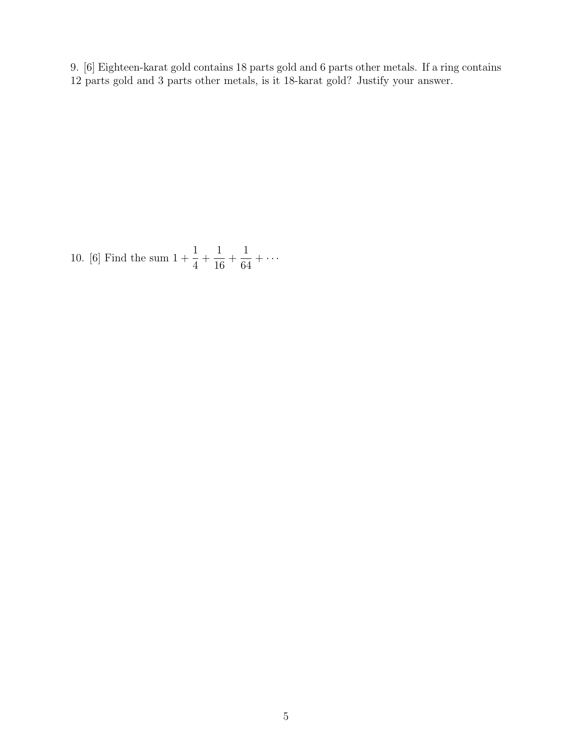9. [6] Eighteen-karat gold contains 18 parts gold and 6 parts other metals. If a ring contains 12 parts gold and 3 parts other metals, is it 18-karat gold? Justify your answer.

10. [6] Find the sum $1 + \frac{1}{4} + \frac{1}{16} + \frac{1}{64} + \cdots$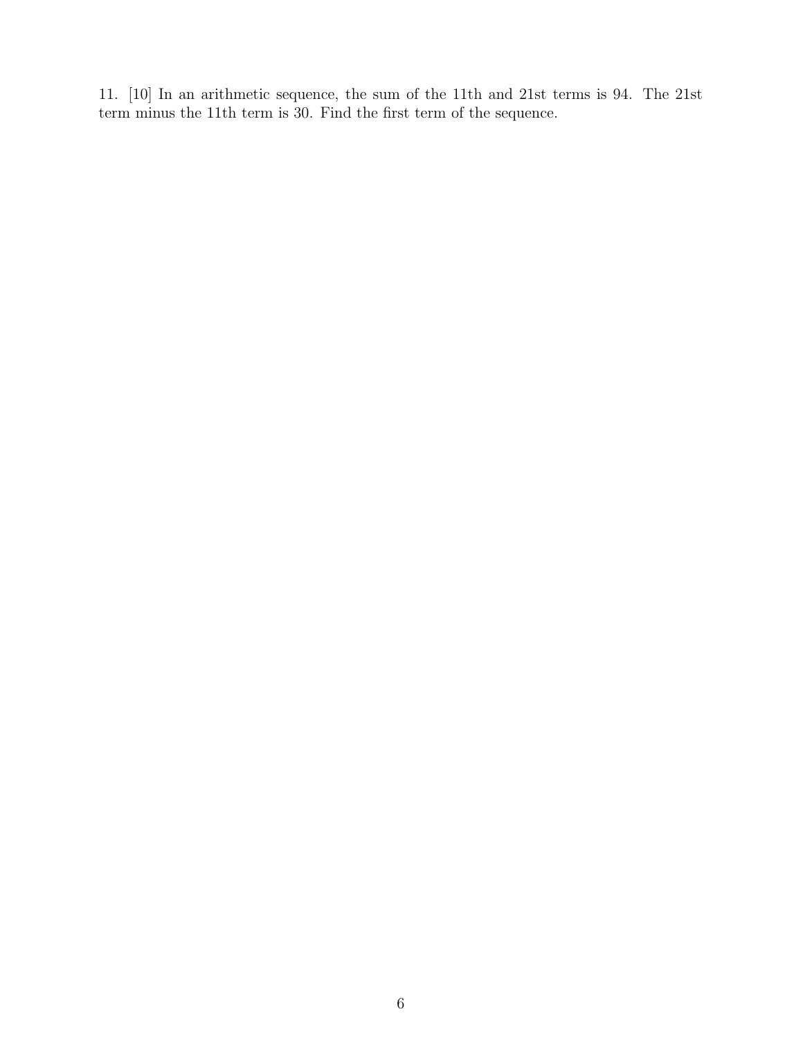11. [10] In an arithmetic sequence, the sum of the 11th and 21st terms is 94. The 21st term minus the 11th term is 30. Find the first term of the sequence.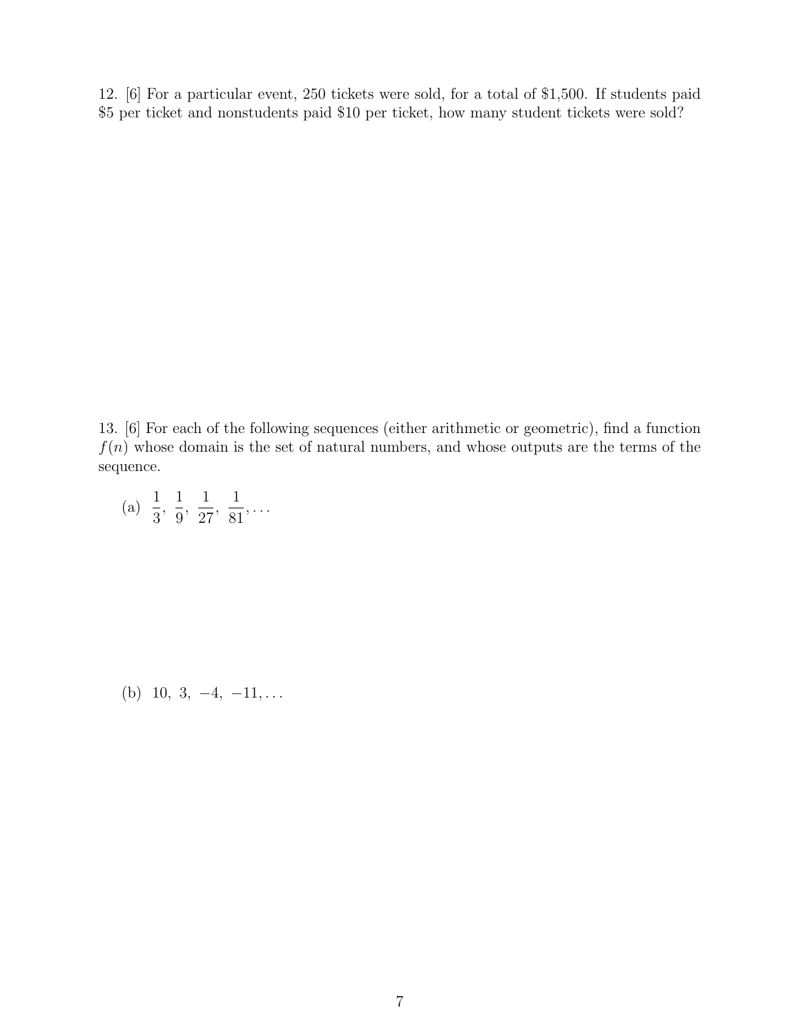12. [6] For a particular event, 250 tickets were sold, for a total of $1,500. If students paid $5 per ticket and nonstudents paid $10 per ticket, how many student tickets were sold?

13. [6] For each of the following sequences (either arithmetic or geometric), find a function $f(n)$ whose domain is the set of natural numbers, and whose outputs are the terms of the sequence.

(a) $\frac{1}{3}, \frac{1}{9}, \frac{1}{27}, \frac{1}{81}, \ldots$

(b) $10, 3, -4, -11, \ldots$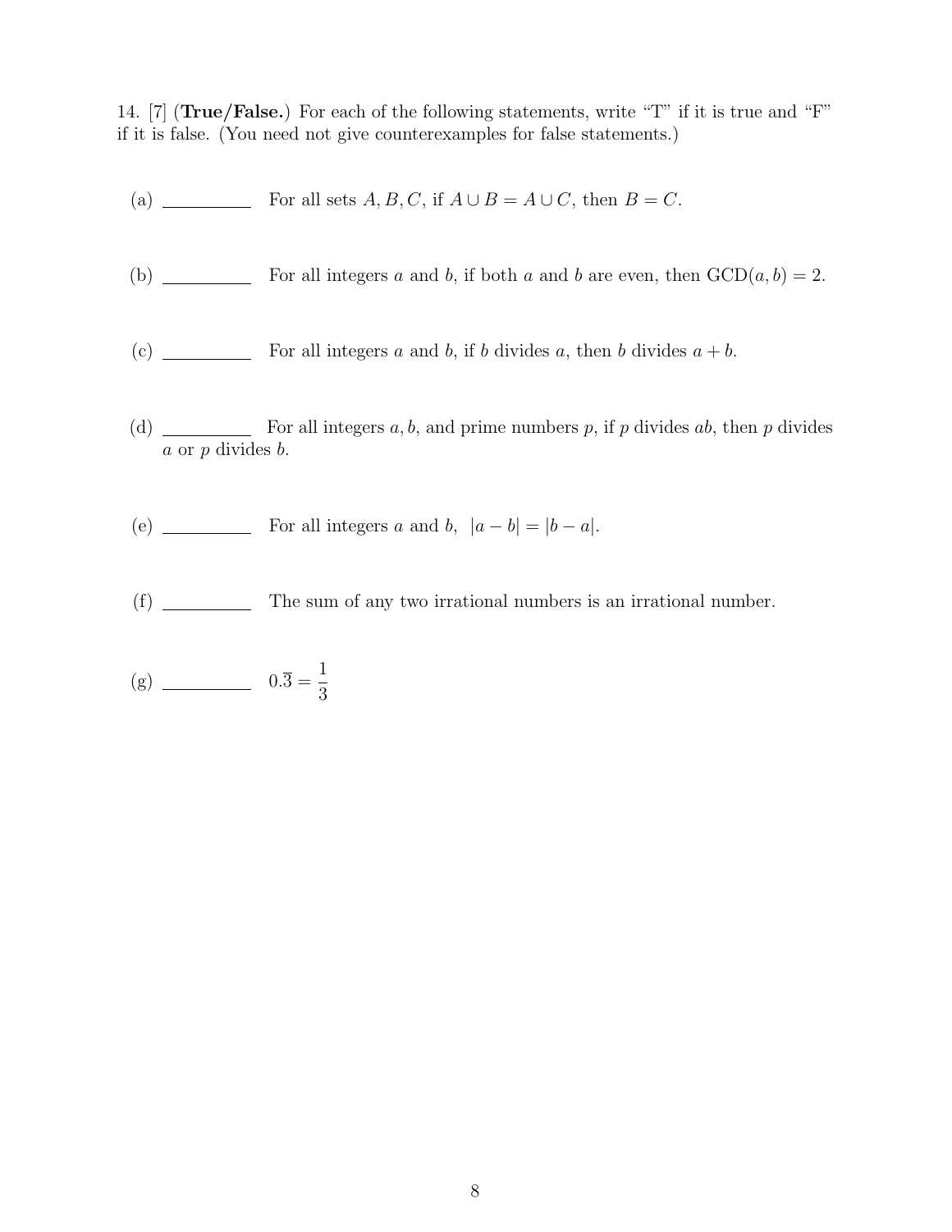14. [7] (**True/False.**) For each of the following statements, write "T" if it is true and "F" if it is false. (You need not give counterexamples for false statements.)

(a) __________ For all sets $A, B, C$, if $A \cup B = A \cup C$, then $B = C$.

(b) __________ For all integers $a$ and $b$, if both $a$ and $b$ are even, then $\text{GCD}(a, b) = 2$.

(c) __________ For all integers $a$ and $b$, if $b$ divides $a$, then $b$ divides $a + b$.

(d) __________ For all integers $a, b$, and prime numbers $p$, if $p$ divides $ab$, then $p$ divides $a$ or $p$ divides $b$.

(e) __________ For all integers $a$ and $b$, $|a - b| = |b - a|$.

(f) __________ The sum of any two irrational numbers is an irrational number.

(g) __________ $0.\overline{3} = \dfrac{1}{3}$